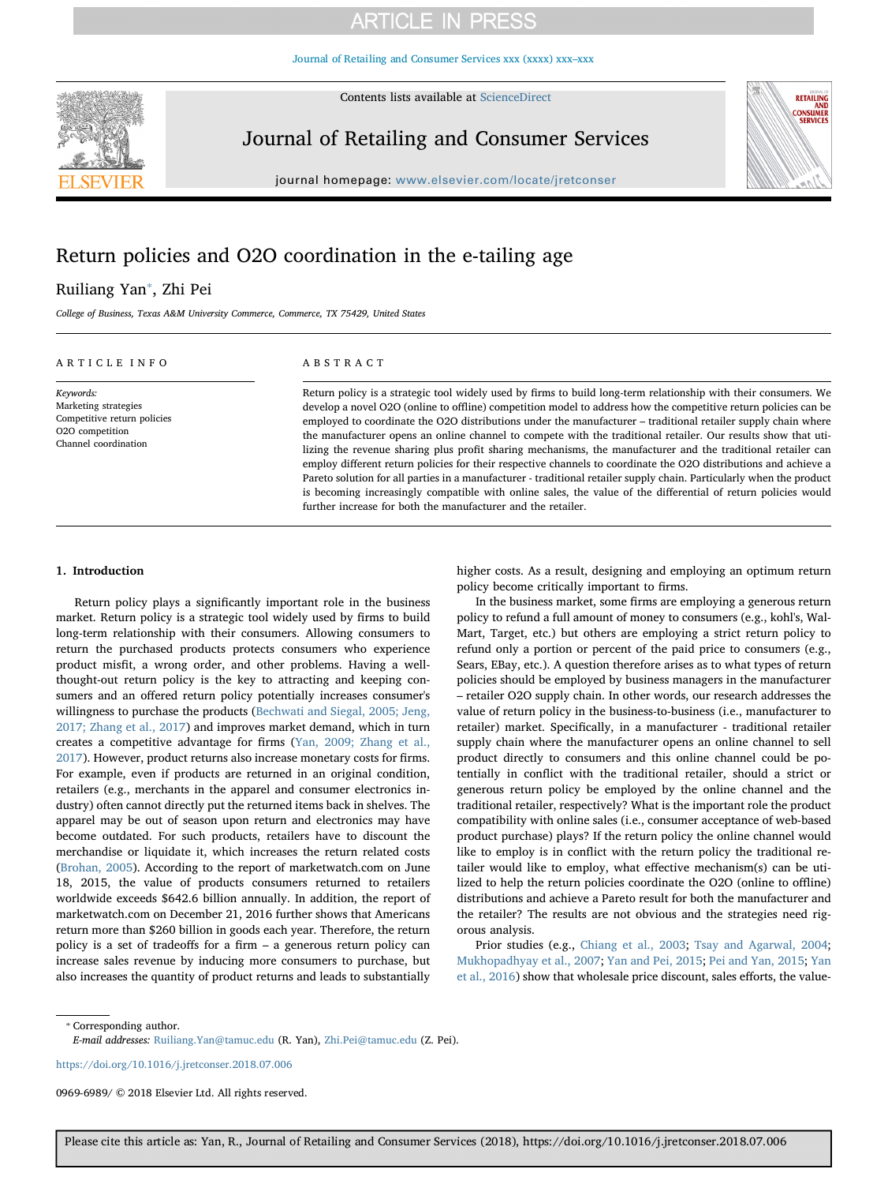# Return policies and O2O coordination in the e-tailing age

Ruiliang Yan*, Zhi Pei

*College of Business, Texas A&M University Commerce, Commerce, TX 75429, United States*

## ARTICLE INFO

*Keywords:*
Marketing strategies
Competitive return policies
O2O competition
Channel coordination

## ABSTRACT

Return policy is a strategic tool widely used by firms to build long-term relationship with their consumers. We develop a novel O2O (online to offline) competition model to address how the competitive return policies can be employed to coordinate the O2O distributions under the manufacturer – traditional retailer supply chain where the manufacturer opens an online channel to compete with the traditional retailer. Our results show that utilizing the revenue sharing plus profit sharing mechanisms, the manufacturer and the traditional retailer can employ different return policies for their respective channels to coordinate the O2O distributions and achieve a Pareto solution for all parties in a manufacturer - traditional retailer supply chain. Particularly when the product is becoming increasingly compatible with online sales, the value of the differential of return policies would further increase for both the manufacturer and the retailer.

## 1. Introduction

Return policy plays a significantly important role in the business market. Return policy is a strategic tool widely used by firms to build long-term relationship with their consumers. Allowing consumers to return the purchased products protects consumers who experience product misfit, a wrong order, and other problems. Having a well-thought-out return policy is the key to attracting and keeping consumers and an offered return policy potentially increases consumer's willingness to purchase the products (Bechwati and Siegal, 2005; Jeng, 2017; Zhang et al., 2017) and improves market demand, which in turn creates a competitive advantage for firms (Yan, 2009; Zhang et al., 2017). However, product returns also increase monetary costs for firms. For example, even if products are returned in an original condition, retailers (e.g., merchants in the apparel and consumer electronics industry) often cannot directly put the returned items back in shelves. The apparel may be out of season upon return and electronics may have become outdated. For such products, retailers have to discount the merchandise or liquidate it, which increases the return related costs (Brohan, 2005). According to the report of marketwatch.com on June 18, 2015, the value of products consumers returned to retailers worldwide exceeds $642.6 billion annually. In addition, the report of marketwatch.com on December 21, 2016 further shows that Americans return more than $260 billion in goods each year. Therefore, the return policy is a set of tradeoffs for a firm – a generous return policy can increase sales revenue by inducing more consumers to purchase, but also increases the quantity of product returns and leads to substantially higher costs. As a result, designing and employing an optimum return policy become critically important to firms.

In the business market, some firms are employing a generous return policy to refund a full amount of money to consumers (e.g., kohl's, Wal-Mart, Target, etc.) but others are employing a strict return policy to refund only a portion or percent of the paid price to consumers (e.g., Sears, EBay, etc.). A question therefore arises as to what types of return policies should be employed by business managers in the manufacturer – retailer O2O supply chain. In other words, our research addresses the value of return policy in the business-to-business (i.e., manufacturer to retailer) market. Specifically, in a manufacturer - traditional retailer supply chain where the manufacturer opens an online channel to sell product directly to consumers and this online channel could be potentially in conflict with the traditional retailer, should a strict or generous return policy be employed by the online channel and the traditional retailer, respectively? What is the important role the product compatibility with online sales (i.e., consumer acceptance of web-based product purchase) plays? If the return policy the online channel would like to employ is in conflict with the return policy the traditional retailer would like to employ, what effective mechanism(s) can be utilized to help the return policies coordinate the O2O (online to offline) distributions and achieve a Pareto result for both the manufacturer and the retailer? The results are not obvious and the strategies need rigorous analysis.

Prior studies (e.g., Chiang et al., 2003; Tsay and Agarwal, 2004; Mukhopadhyay et al., 2007; Yan and Pei, 2015; Pei and Yan, 2015; Yan et al., 2016) show that wholesale price discount, sales efforts, the value-

---

* Corresponding author.
*E-mail addresses:* Ruiliang.Yan@tamuc.edu (R. Yan), Zhi.Pei@tamuc.edu (Z. Pei).

https://doi.org/10.1016/j.jretconser.2018.07.006

0969-6989/ © 2018 Elsevier Ltd. All rights reserved.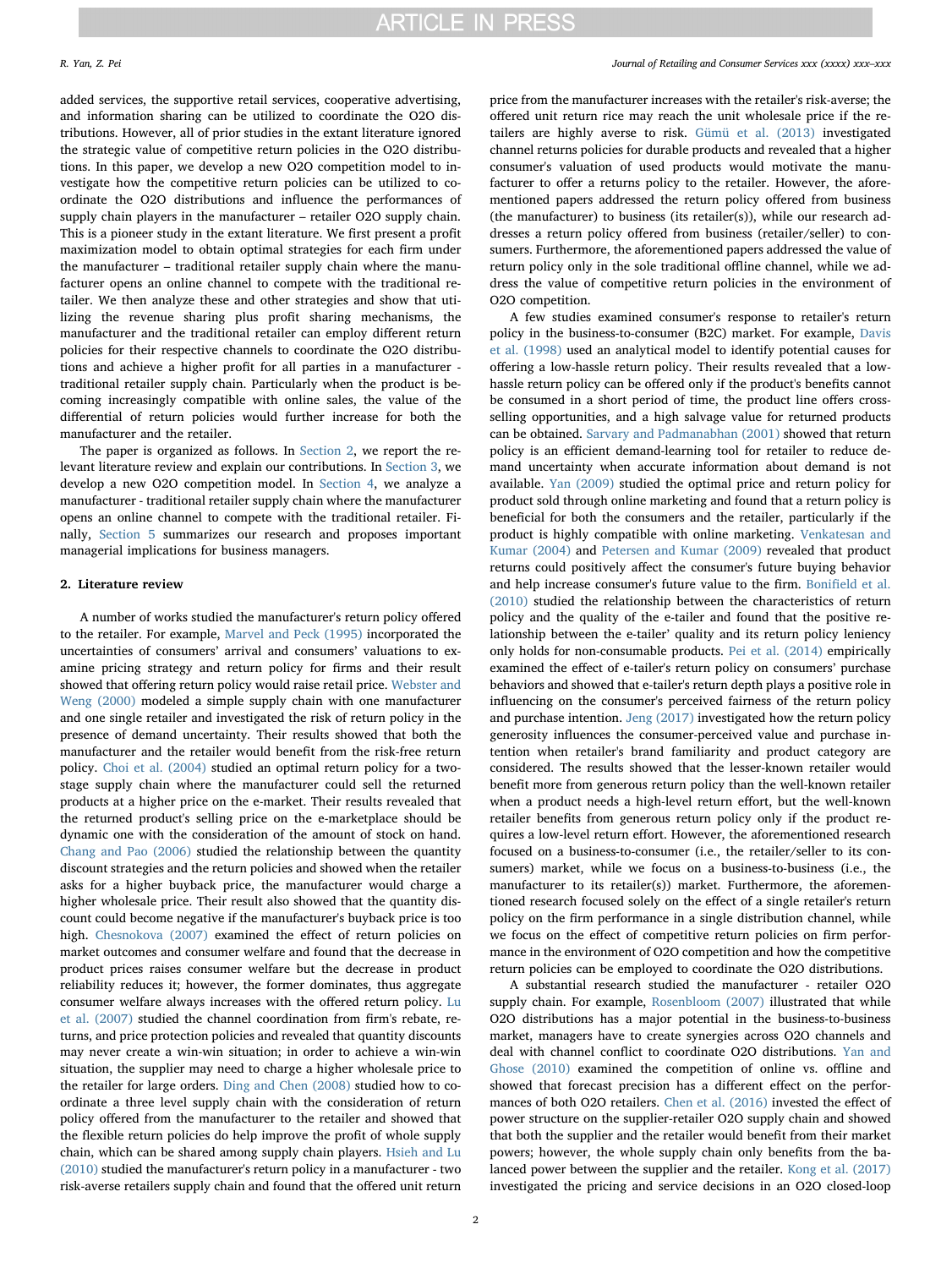added services, the supportive retail services, cooperative advertising, and information sharing can be utilized to coordinate the O2O distributions. However, all of prior studies in the extant literature ignored the strategic value of competitive return policies in the O2O distributions. In this paper, we develop a new O2O competition model to investigate how the competitive return policies can be utilized to coordinate the O2O distributions and influence the performances of supply chain players in the manufacturer – retailer O2O supply chain. This is a pioneer study in the extant literature. We first present a profit maximization model to obtain optimal strategies for each firm under the manufacturer – traditional retailer supply chain where the manufacturer opens an online channel to compete with the traditional retailer. We then analyze these and other strategies and show that utilizing the revenue sharing plus profit sharing mechanisms, the manufacturer and the traditional retailer can employ different return policies for their respective channels to coordinate the O2O distributions and achieve a higher profit for all parties in a manufacturer - traditional retailer supply chain. Particularly when the product is becoming increasingly compatible with online sales, the value of the differential of return policies would further increase for both the manufacturer and the retailer.

The paper is organized as follows. In Section 2, we report the relevant literature review and explain our contributions. In Section 3, we develop a new O2O competition model. In Section 4, we analyze a manufacturer - traditional retailer supply chain where the manufacturer opens an online channel to compete with the traditional retailer. Finally, Section 5 summarizes our research and proposes important managerial implications for business managers.

## 2. Literature review

A number of works studied the manufacturer's return policy offered to the retailer. For example, Marvel and Peck (1995) incorporated the uncertainties of consumers' arrival and consumers' valuations to examine pricing strategy and return policy for firms and their result showed that offering return policy would raise retail price. Webster and Weng (2000) modeled a simple supply chain with one manufacturer and one single retailer and investigated the risk of return policy in the presence of demand uncertainty. Their results showed that both the manufacturer and the retailer would benefit from the risk-free return policy. Choi et al. (2004) studied an optimal return policy for a two-stage supply chain where the manufacturer could sell the returned products at a higher price on the e-market. Their results revealed that the returned product's selling price on the e-marketplace should be dynamic one with the consideration of the amount of stock on hand. Chang and Pao (2006) studied the relationship between the quantity discount strategies and the return policies and showed when the retailer asks for a higher buyback price, the manufacturer would charge a higher wholesale price. Their result also showed that the quantity discount could become negative if the manufacturer's buyback price is too high. Chesnokova (2007) examined the effect of return policies on market outcomes and consumer welfare and found that the decrease in product prices raises consumer welfare but the decrease in product reliability reduces it; however, the former dominates, thus aggregate consumer welfare always increases with the offered return policy. Lu et al. (2007) studied the channel coordination from firm's rebate, returns, and price protection policies and revealed that quantity discounts may never create a win-win situation; in order to achieve a win-win situation, the supplier may need to charge a higher wholesale price to the retailer for large orders. Ding and Chen (2008) studied how to coordinate a three level supply chain with the consideration of return policy offered from the manufacturer to the retailer and showed that the flexible return policies do help improve the profit of whole supply chain, which can be shared among supply chain players. Hsieh and Lu (2010) studied the manufacturer's return policy in a manufacturer - two risk-averse retailers supply chain and found that the offered unit return price from the manufacturer increases with the retailer's risk-averse; the offered unit return rice may reach the unit wholesale price if the retailers are highly averse to risk. Gümü et al. (2013) investigated channel returns policies for durable products and revealed that a higher consumer's valuation of used products would motivate the manufacturer to offer a returns policy to the retailer. However, the aforementioned papers addressed the return policy offered from business (the manufacturer) to business (its retailer(s)), while our research addresses a return policy offered from business (retailer/seller) to consumers. Furthermore, the aforementioned papers addressed the value of return policy only in the sole traditional offline channel, while we address the value of competitive return policies in the environment of O2O competition.

A few studies examined consumer's response to retailer's return policy in the business-to-consumer (B2C) market. For example, Davis et al. (1998) used an analytical model to identify potential causes for offering a low-hassle return policy. Their results revealed that a low-hassle return policy can be offered only if the product's benefits cannot be consumed in a short period of time, the product line offers cross-selling opportunities, and a high salvage value for returned products can be obtained. Sarvary and Padmanabhan (2001) showed that return policy is an efficient demand-learning tool for retailer to reduce demand uncertainty when accurate information about demand is not available. Yan (2009) studied the optimal price and return policy for product sold through online marketing and found that a return policy is beneficial for both the consumers and the retailer, particularly if the product is highly compatible with online marketing. Venkatesan and Kumar (2004) and Petersen and Kumar (2009) revealed that product returns could positively affect the consumer's future buying behavior and help increase consumer's future value to the firm. Bonifield et al. (2010) studied the relationship between the characteristics of return policy and the quality of the e-tailer and found that the positive relationship between the e-tailer' quality and its return policy leniency only holds for non-consumable products. Pei et al. (2014) empirically examined the effect of e-tailer's return policy on consumers' purchase behaviors and showed that e-tailer's return depth plays a positive role in influencing on the consumer's perceived fairness of the return policy and purchase intention. Jeng (2017) investigated how the return policy generosity influences the consumer-perceived value and purchase intention when retailer's brand familiarity and product category are considered. The results showed that the lesser-known retailer would benefit more from generous return policy than the well-known retailer when a product needs a high-level return effort, but the well-known retailer benefits from generous return policy only if the product requires a low-level return effort. However, the aforementioned research focused on a business-to-consumer (i.e., the retailer/seller to its consumers) market, while we focus on a business-to-business (i.e., the manufacturer to its retailer(s)) market. Furthermore, the aforementioned research focused solely on the effect of a single retailer's return policy on the firm performance in a single distribution channel, while we focus on the effect of competitive return policies on firm performance in the environment of O2O competition and how the competitive return policies can be employed to coordinate the O2O distributions.

A substantial research studied the manufacturer - retailer O2O supply chain. For example, Rosenbloom (2007) illustrated that while O2O distributions has a major potential in the business-to-business market, managers have to create synergies across O2O channels and deal with channel conflict to coordinate O2O distributions. Yan and Ghose (2010) examined the competition of online vs. offline and showed that forecast precision has a different effect on the performances of both O2O retailers. Chen et al. (2016) invested the effect of power structure on the supplier-retailer O2O supply chain and showed that both the supplier and the retailer would benefit from their market powers; however, the whole supply chain only benefits from the balanced power between the supplier and the retailer. Kong et al. (2017) investigated the pricing and service decisions in an O2O closed-loop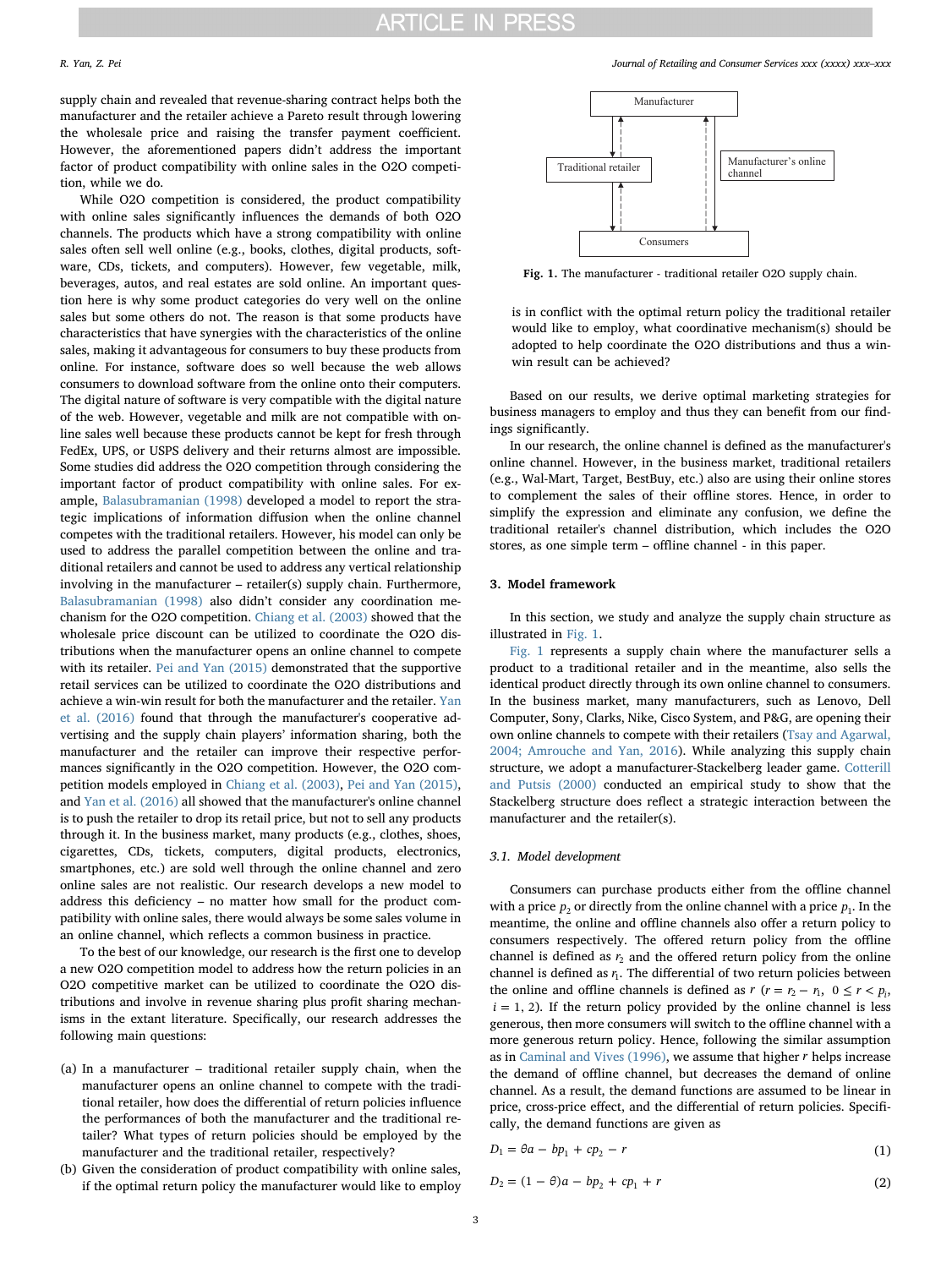supply chain and revealed that revenue-sharing contract helps both the manufacturer and the retailer achieve a Pareto result through lowering the wholesale price and raising the transfer payment coefficient. However, the aforementioned papers didn't address the important factor of product compatibility with online sales in the O2O competition, while we do.

While O2O competition is considered, the product compatibility with online sales significantly influences the demands of both O2O channels. The products which have a strong compatibility with online sales often sell well online (e.g., books, clothes, digital products, software, CDs, tickets, and computers). However, few vegetable, milk, beverages, autos, and real estates are sold online. An important question here is why some product categories do very well on the online sales but some others do not. The reason is that some products have characteristics that have synergies with the characteristics of the online sales, making it advantageous for consumers to buy these products from online. For instance, software does so well because the web allows consumers to download software from the online onto their computers. The digital nature of software is very compatible with the digital nature of the web. However, vegetable and milk are not compatible with online sales well because these products cannot be kept for fresh through FedEx, UPS, or USPS delivery and their returns almost are impossible. Some studies did address the O2O competition through considering the important factor of product compatibility with online sales. For example, Balasubramanian (1998) developed a model to report the strategic implications of information diffusion when the online channel competes with the traditional retailers. However, his model can only be used to address the parallel competition between the online and traditional retailers and cannot be used to address any vertical relationship involving in the manufacturer – retailer(s) supply chain. Furthermore, Balasubramanian (1998) also didn't consider any coordination mechanism for the O2O competition. Chiang et al. (2003) showed that the wholesale price discount can be utilized to coordinate the O2O distributions when the manufacturer opens an online channel to compete with its retailer. Pei and Yan (2015) demonstrated that the supportive retail services can be utilized to coordinate the O2O distributions and achieve a win-win result for both the manufacturer and the retailer. Yan et al. (2016) found that through the manufacturer's cooperative advertising and the supply chain players' information sharing, both the manufacturer and the retailer can improve their respective performances significantly in the O2O competition. However, the O2O competition models employed in Chiang et al. (2003), Pei and Yan (2015), and Yan et al. (2016) all showed that the manufacturer's online channel is to push the retailer to drop its retail price, but not to sell any products through it. In the business market, many products (e.g., clothes, shoes, cigarettes, CDs, tickets, computers, digital products, electronics, smartphones, etc.) are sold well through the online channel and zero online sales are not realistic. Our research develops a new model to address this deficiency – no matter how small for the product compatibility with online sales, there would always be some sales volume in an online channel, which reflects a common business in practice.

To the best of our knowledge, our research is the first one to develop a new O2O competition model to address how the return policies in an O2O competitive market can be utilized to coordinate the O2O distributions and involve in revenue sharing plus profit sharing mechanisms in the extant literature. Specifically, our research addresses the following main questions:

(a) In a manufacturer – traditional retailer supply chain, when the manufacturer opens an online channel to compete with the traditional retailer, how does the differential of return policies influence the performances of both the manufacturer and the traditional retailer? What types of return policies should be employed by the manufacturer and the traditional retailer, respectively?
(b) Given the consideration of product compatibility with online sales, if the optimal return policy the manufacturer would like to employ is in conflict with the optimal return policy the traditional retailer would like to employ, what coordinative mechanism(s) should be adopted to help coordinate the O2O distributions and thus a win-win result can be achieved?

Based on our results, we derive optimal marketing strategies for business managers to employ and thus they can benefit from our findings significantly.

In our research, the online channel is defined as the manufacturer's online channel. However, in the business market, traditional retailers (e.g., Wal-Mart, Target, BestBuy, etc.) also are using their online stores to complement the sales of their offline stores. Hence, in order to simplify the expression and eliminate any confusion, we define the traditional retailer's channel distribution, which includes the O2O stores, as one simple term – offline channel - in this paper.

Manufacturer

Traditional retailer

Manufacturer's online channel

Consumers

**Fig. 1.** The manufacturer - traditional retailer O2O supply chain.

## 3. Model framework

In this section, we study and analyze the supply chain structure as illustrated in Fig. 1.

Fig. 1 represents a supply chain where the manufacturer sells a product to a traditional retailer and in the meantime, also sells the identical product directly through its own online channel to consumers. In the business market, many manufacturers, such as Lenovo, Dell Computer, Sony, Clarks, Nike, Cisco System, and P&G, are opening their own online channels to compete with their retailers (Tsay and Agarwal, 2004; Amrouche and Yan, 2016). While analyzing this supply chain structure, we adopt a manufacturer-Stackelberg leader game. Cotterill and Putsis (2000) conducted an empirical study to show that the Stackelberg structure does reflect a strategic interaction between the manufacturer and the retailer(s).

### 3.1. Model development

Consumers can purchase products either from the offline channel with a price $p_2$ or directly from the online channel with a price $p_1$. In the meantime, the online and offline channels also offer a return policy to consumers respectively. The offered return policy from the offline channel is defined as $r_2$ and the offered return policy from the online channel is defined as $r_1$. The differential of two return policies between the online and offline channels is defined as $r$ ($r = r_2 - r_1$, $0 \leq r < p_i$, $i = 1, 2$). If the return policy provided by the online channel is less generous, then more consumers will switch to the offline channel with a more generous return policy. Hence, following the similar assumption as in Caminal and Vives (1996), we assume that higher $r$ helps increase the demand of offline channel, but decreases the demand of online channel. As a result, the demand functions are assumed to be linear in price, cross-price effect, and the differential of return policies. Specifically, the demand functions are given as

$$D_1 = \theta a - bp_1 + cp_2 - r \tag{1}$$

$$D_2 = (1 - \theta)a - bp_2 + cp_1 + r \tag{2}$$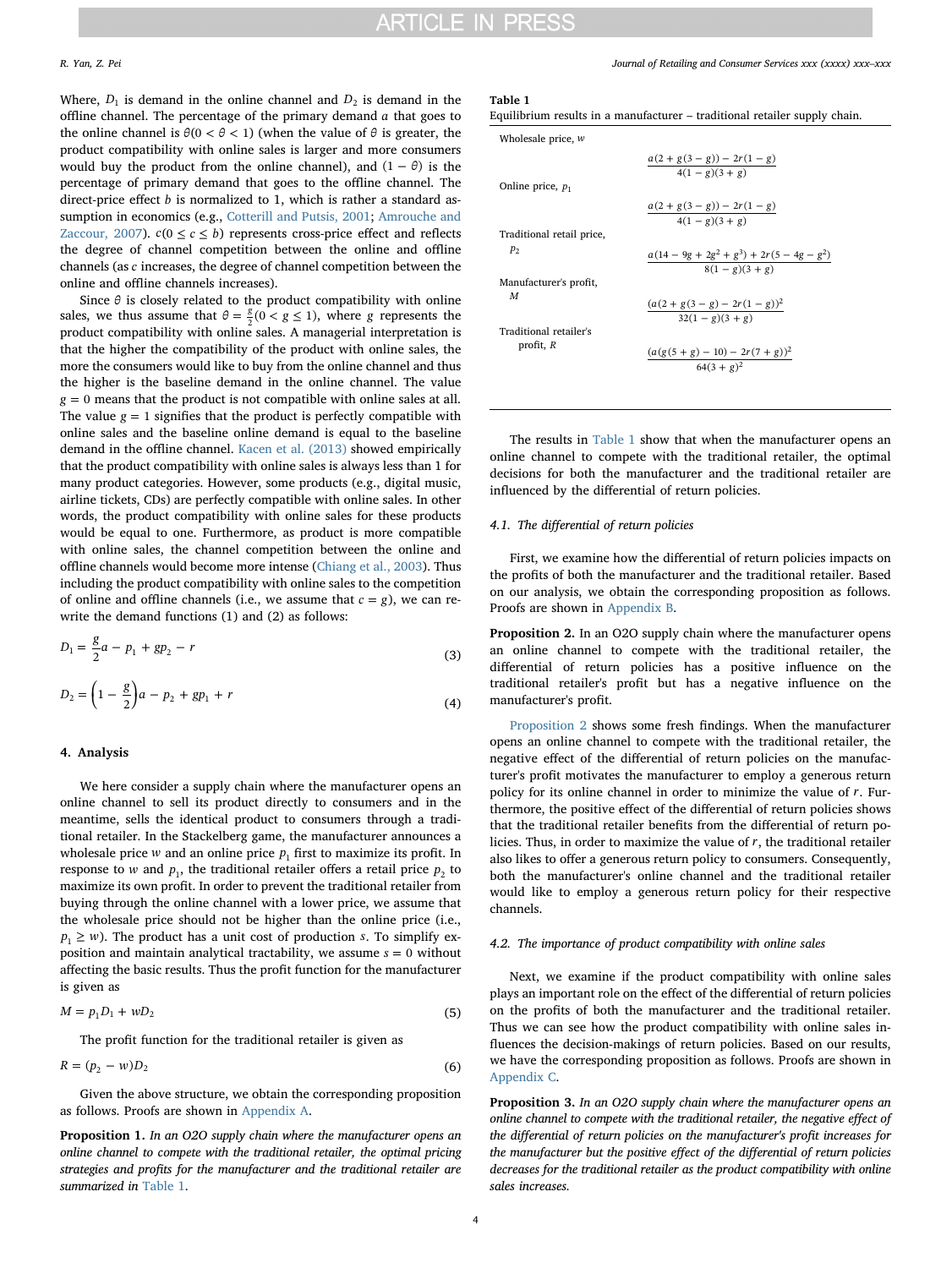Where, $D_1$ is demand in the online channel and $D_2$ is demand in the offline channel. The percentage of the primary demand $a$ that goes to the online channel is $\theta(0 < \theta < 1)$ (when the value of $\theta$ is greater, the product compatibility with online sales is larger and more consumers would buy the product from the online channel), and $(1 - \theta)$ is the percentage of primary demand that goes to the offline channel. The direct-price effect $b$ is normalized to 1, which is rather a standard assumption in economics (e.g., Cotterill and Putsis, 2001; Amrouche and Zaccour, 2007). $c(0 \leq c \leq b)$ represents cross-price effect and reflects the degree of channel competition between the online and offline channels (as $c$ increases, the degree of channel competition between the online and offline channels increases).

Since $\theta$ is closely related to the product compatibility with online sales, we thus assume that $\theta = \frac{g}{2}(0 < g \leq 1)$, where $g$ represents the product compatibility with online sales. A managerial interpretation is that the higher the compatibility of the product with online sales, the more the consumers would like to buy from the online channel and thus the higher is the baseline demand in the online channel. The value $g = 0$ means that the product is not compatible with online sales at all. The value $g = 1$ signifies that the product is perfectly compatible with online sales and the baseline online demand is equal to the baseline demand in the offline channel. Kacen et al. (2013) showed empirically that the product compatibility with online sales is always less than 1 for many product categories. However, some products (e.g., digital music, airline tickets, CDs) are perfectly compatible with online sales. In other words, the product compatibility with online sales for these products would be equal to one. Furthermore, as product is more compatible with online sales, the channel competition between the online and offline channels would become more intense (Chiang et al., 2003). Thus including the product compatibility with online sales to the competition of online and offline channels (i.e., we assume that $c = g$), we can rewrite the demand functions (1) and (2) as follows:

$$D_1 = \frac{g}{2}a - p_1 + gp_2 - r \tag{3}$$

$$D_2 = \left(1 - \frac{g}{2}\right)a - p_2 + gp_1 + r \tag{4}$$

## 4. Analysis

We here consider a supply chain where the manufacturer opens an online channel to sell its product directly to consumers and in the meantime, sells the identical product to consumers through a traditional retailer. In the Stackelberg game, the manufacturer announces a wholesale price $w$ and an online price $p_1$ first to maximize its profit. In response to $w$ and $p_1$, the traditional retailer offers a retail price $p_2$ to maximize its own profit. In order to prevent the traditional retailer from buying through the online channel with a lower price, we assume that the wholesale price should not be higher than the online price (i.e., $p_1 \geq w$). The product has a unit cost of production $s$. To simplify exposition and maintain analytical tractability, we assume $s = 0$ without affecting the basic results. Thus the profit function for the manufacturer is given as

$$M = p_1 D_1 + w D_2 \tag{5}$$

The profit function for the traditional retailer is given as

$$R = (p_2 - w) D_2 \tag{6}$$

Given the above structure, we obtain the corresponding proposition as follows. Proofs are shown in Appendix A.

**Proposition 1.** *In an O2O supply chain where the manufacturer opens an online channel to compete with the traditional retailer, the optimal pricing strategies and profits for the manufacturer and the traditional retailer are summarized in* Table 1.

**Table 1**
Equilibrium results in a manufacturer – traditional retailer supply chain.

| | |
|---|---|
| Wholesale price, $w$ | $\frac{a(2+g(3-g))-2r(1-g)}{4(1-g)(3+g)}$ |
| Online price, $p_1$ | $\frac{a(2+g(3-g))-2r(1-g)}{4(1-g)(3+g)}$ |
| Traditional retail price, $p_2$ | $\frac{a(14-9g+2g^2+g^3)+2r(5-4g-g^2)}{8(1-g)(3+g)}$ |
| Manufacturer's profit, $M$ | $\frac{(a(2+g(3-g)-2r(1-g))^2}{32(1-g)(3+g)}$ |
| Traditional retailer's profit, $R$ | $\frac{(a(g(5+g)-10)-2r(7+g))^2}{64(3+g)^2}$ |

The results in Table 1 show that when the manufacturer opens an online channel to compete with the traditional retailer, the optimal decisions for both the manufacturer and the traditional retailer are influenced by the differential of return policies.

### 4.1. The differential of return policies

First, we examine how the differential of return policies impacts on the profits of both the manufacturer and the traditional retailer. Based on our analysis, we obtain the corresponding proposition as follows. Proofs are shown in Appendix B.

**Proposition 2.** In an O2O supply chain where the manufacturer opens an online channel to compete with the traditional retailer, the differential of return policies has a positive influence on the traditional retailer's profit but has a negative influence on the manufacturer's profit.

Proposition 2 shows some fresh findings. When the manufacturer opens an online channel to compete with the traditional retailer, the negative effect of the differential of return policies on the manufacturer's profit motivates the manufacturer to employ a generous return policy for its online channel in order to minimize the value of $r$. Furthermore, the positive effect of the differential of return policies shows that the traditional retailer benefits from the differential of return policies. Thus, in order to maximize the value of $r$, the traditional retailer also likes to offer a generous return policy to consumers. Consequently, both the manufacturer's online channel and the traditional retailer would like to employ a generous return policy for their respective channels.

### 4.2. The importance of product compatibility with online sales

Next, we examine if the product compatibility with online sales plays an important role on the effect of the differential of return policies on the profits of both the manufacturer and the traditional retailer. Thus we can see how the product compatibility with online sales influences the decision-makings of return policies. Based on our results, we have the corresponding proposition as follows. Proofs are shown in Appendix C.

**Proposition 3.** *In an O2O supply chain where the manufacturer opens an online channel to compete with the traditional retailer, the negative effect of the differential of return policies on the manufacturer's profit increases for the manufacturer but the positive effect of the differential of return policies decreases for the traditional retailer as the product compatibility with online sales increases.*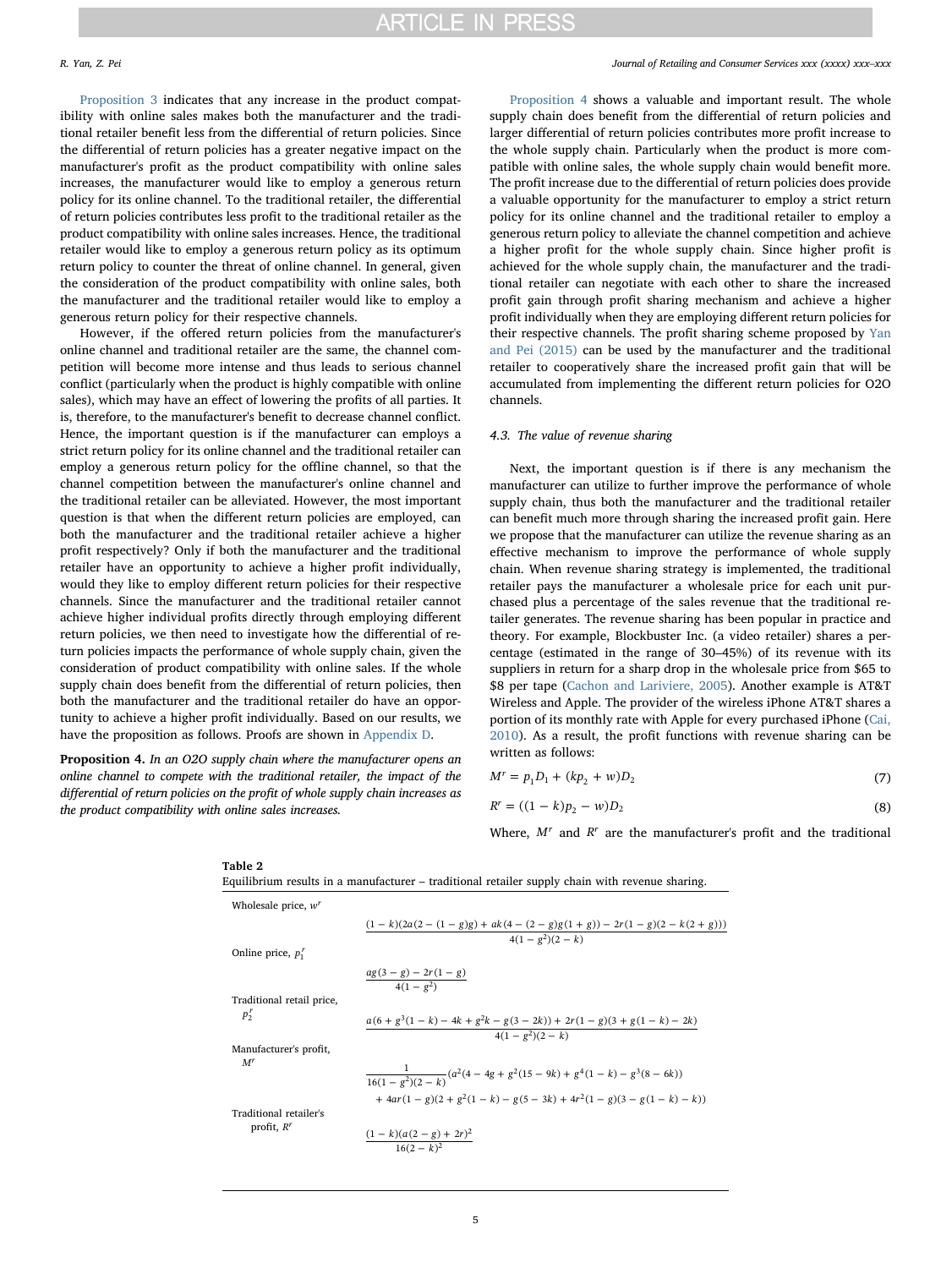Proposition 3 indicates that any increase in the product compatibility with online sales makes both the manufacturer and the traditional retailer benefit less from the differential of return policies. Since the differential of return policies has a greater negative impact on the manufacturer's profit as the product compatibility with online sales increases, the manufacturer would like to employ a generous return policy for its online channel. To the traditional retailer, the differential of return policies contributes less profit to the traditional retailer as the product compatibility with online sales increases. Hence, the traditional retailer would like to employ a generous return policy as its optimum return policy to counter the threat of online channel. In general, given the consideration of the product compatibility with online sales, both the manufacturer and the traditional retailer would like to employ a generous return policy for their respective channels.

However, if the offered return policies from the manufacturer's online channel and traditional retailer are the same, the channel competition will become more intense and thus leads to serious channel conflict (particularly when the product is highly compatible with online sales), which may have an effect of lowering the profits of all parties. It is, therefore, to the manufacturer's benefit to decrease channel conflict. Hence, the important question is if the manufacturer can employs a strict return policy for its online channel and the traditional retailer can employ a generous return policy for the offline channel, so that the channel competition between the manufacturer's online channel and the traditional retailer can be alleviated. However, the most important question is that when the different return policies are employed, can both the manufacturer and the traditional retailer achieve a higher profit respectively? Only if both the manufacturer and the traditional retailer have an opportunity to achieve a higher profit individually, would they like to employ different return policies for their respective channels. Since the manufacturer and the traditional retailer cannot achieve higher individual profits directly through employing different return policies, we then need to investigate how the differential of return policies impacts the performance of whole supply chain, given the consideration of product compatibility with online sales. If the whole supply chain does benefit from the differential of return policies, then both the manufacturer and the traditional retailer do have an opportunity to achieve a higher profit individually. Based on our results, we have the proposition as follows. Proofs are shown in Appendix D.

**Proposition 4.** *In an O2O supply chain where the manufacturer opens an online channel to compete with the traditional retailer, the impact of the differential of return policies on the profit of whole supply chain increases as the product compatibility with online sales increases.*

Proposition 4 shows a valuable and important result. The whole supply chain does benefit from the differential of return policies and larger differential of return policies contributes more profit increase to the whole supply chain. Particularly when the product is more compatible with online sales, the whole supply chain would benefit more. The profit increase due to the differential of return policies does provide a valuable opportunity for the manufacturer to employ a strict return policy for its online channel and the traditional retailer to employ a generous return policy to alleviate the channel competition and achieve a higher profit for the whole supply chain. Since higher profit is achieved for the whole supply chain, the manufacturer and the traditional retailer can negotiate with each other to share the increased profit gain through profit sharing mechanism and achieve a higher profit individually when they are employing different return policies for their respective channels. The profit sharing scheme proposed by Yan and Pei (2015) can be used by the manufacturer and the traditional retailer to cooperatively share the increased profit gain that will be accumulated from implementing the different return policies for O2O channels.

### 4.3. The value of revenue sharing

Next, the important question is if there is any mechanism the manufacturer can utilize to further improve the performance of whole supply chain, thus both the manufacturer and the traditional retailer can benefit much more through sharing the increased profit gain. Here we propose that the manufacturer can utilize the revenue sharing as an effective mechanism to improve the performance of whole supply chain. When revenue sharing strategy is implemented, the traditional retailer pays the manufacturer a wholesale price for each unit purchased plus a percentage of the sales revenue that the traditional retailer generates. The revenue sharing has been popular in practice and theory. For example, Blockbuster Inc. (a video retailer) shares a percentage (estimated in the range of 30–45%) of its revenue with its suppliers in return for a sharp drop in the wholesale price from $65 to $8 per tape (Cachon and Lariviere, 2005). Another example is AT&T Wireless and Apple. The provider of the wireless iPhone AT&T shares a portion of its monthly rate with Apple for every purchased iPhone (Cai, 2010). As a result, the profit functions with revenue sharing can be written as follows:

$$M^r = p_1 D_1 + (kp_2 + w)D_2 \tag{7}$$

$$R^r = ((1-k)p_2 - w)D_2 \tag{8}$$

Where, $M^r$ and $R^r$ are the manufacturer's profit and the traditional

**Table 2**
Equilibrium results in a manufacturer – traditional retailer supply chain with revenue sharing.

| | |
|---|---|
| Wholesale price, $w^r$ | $\dfrac{(1-k)(2a(2-(1-g)g)+ak(4-(2-g)g(1+g))-2r(1-g)(2-k(2+g)))}{4(1-g^2)(2-k)}$ |
| Online price, $p_1^r$ | $\dfrac{ag(3-g)-2r(1-g)}{4(1-g^2)}$ |
| Traditional retail price, $p_2^r$ | $\dfrac{a(6+g^3(1-k)-4k+g^2k-g(3-2k))+2r(1-g)(3+g(1-k)-2k)}{4(1-g^2)(2-k)}$ |
| Manufacturer's profit, $M^r$ | $\dfrac{1}{16(1-g^2)(2-k)}(a^2(4-4g+g^2(15-9k)+g^4(1-k)-g^3(8-6k))$ $+4ar(1-g)(2+g^2(1-k)-g(5-3k)+4r^2(1-g)(3-g(1-k)-k))$ |
| Traditional retailer's profit, $R^r$ | $\dfrac{(1-k)(a(2-g)+2r)^2}{16(2-k)^2}$ |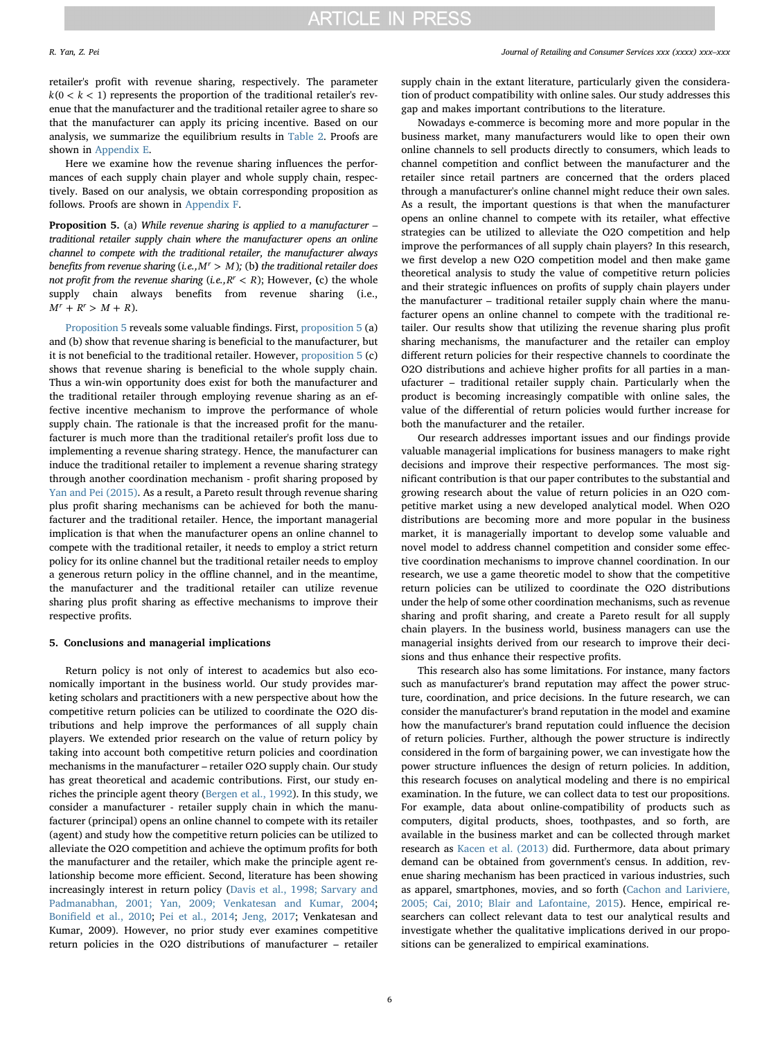retailer's profit with revenue sharing, respectively. The parameter $k(0 < k < 1)$ represents the proportion of the traditional retailer's revenue that the manufacturer and the traditional retailer agree to share so that the manufacturer can apply its pricing incentive. Based on our analysis, we summarize the equilibrium results in Table 2. Proofs are shown in Appendix E.

Here we examine how the revenue sharing influences the performances of each supply chain player and whole supply chain, respectively. Based on our analysis, we obtain corresponding proposition as follows. Proofs are shown in Appendix F.

**Proposition 5.** (a) *While revenue sharing is applied to a manufacturer – traditional retailer supply chain where the manufacturer opens an online channel to compete with the traditional retailer, the manufacturer always benefits from revenue sharing* (*i.e.*,$M^r > M$)*;* (**b**) *the traditional retailer does not profit from the revenue sharing* (*i.e.*,$R^r < R$); However, (**c**) the whole supply chain always benefits from revenue sharing (i.e., $M^r + R^r > M + R$).

Proposition 5 reveals some valuable findings. First, proposition 5 (a) and (b) show that revenue sharing is beneficial to the manufacturer, but it is not beneficial to the traditional retailer. However, proposition 5 (c) shows that revenue sharing is beneficial to the whole supply chain. Thus a win-win opportunity does exist for both the manufacturer and the traditional retailer through employing revenue sharing as an effective incentive mechanism to improve the performance of whole supply chain. The rationale is that the increased profit for the manufacturer is much more than the traditional retailer's profit loss due to implementing a revenue sharing strategy. Hence, the manufacturer can induce the traditional retailer to implement a revenue sharing strategy through another coordination mechanism - profit sharing proposed by Yan and Pei (2015). As a result, a Pareto result through revenue sharing plus profit sharing mechanisms can be achieved for both the manufacturer and the traditional retailer. Hence, the important managerial implication is that when the manufacturer opens an online channel to compete with the traditional retailer, it needs to employ a strict return policy for its online channel but the traditional retailer needs to employ a generous return policy in the offline channel, and in the meantime, the manufacturer and the traditional retailer can utilize revenue sharing plus profit sharing as effective mechanisms to improve their respective profits.

## 5. Conclusions and managerial implications

Return policy is not only of interest to academics but also economically important in the business world. Our study provides marketing scholars and practitioners with a new perspective about how the competitive return policies can be utilized to coordinate the O2O distributions and help improve the performances of all supply chain players. We extended prior research on the value of return policy by taking into account both competitive return policies and coordination mechanisms in the manufacturer – retailer O2O supply chain. Our study has great theoretical and academic contributions. First, our study enriches the principle agent theory (Bergen et al., 1992). In this study, we consider a manufacturer - retailer supply chain in which the manufacturer (principal) opens an online channel to compete with its retailer (agent) and study how the competitive return policies can be utilized to alleviate the O2O competition and achieve the optimum profits for both the manufacturer and the retailer, which make the principle agent relationship become more efficient. Second, literature has been showing increasingly interest in return policy (Davis et al., 1998; Sarvary and Padmanabhan, 2001; Yan, 2009; Venkatesan and Kumar, 2004; Bonifield et al., 2010; Pei et al., 2014; Jeng, 2017; Venkatesan and Kumar, 2009). However, no prior study ever examines competitive return policies in the O2O distributions of manufacturer – retailer supply chain in the extant literature, particularly given the consideration of product compatibility with online sales. Our study addresses this gap and makes important contributions to the literature.

Nowadays e-commerce is becoming more and more popular in the business market, many manufacturers would like to open their own online channels to sell products directly to consumers, which leads to channel competition and conflict between the manufacturer and the retailer since retail partners are concerned that the orders placed through a manufacturer's online channel might reduce their own sales. As a result, the important questions is that when the manufacturer opens an online channel to compete with its retailer, what effective strategies can be utilized to alleviate the O2O competition and help improve the performances of all supply chain players? In this research, we first develop a new O2O competition model and then make game theoretical analysis to study the value of competitive return policies and their strategic influences on profits of supply chain players under the manufacturer – traditional retailer supply chain where the manufacturer opens an online channel to compete with the traditional retailer. Our results show that utilizing the revenue sharing plus profit sharing mechanisms, the manufacturer and the retailer can employ different return policies for their respective channels to coordinate the O2O distributions and achieve higher profits for all parties in a manufacturer – traditional retailer supply chain. Particularly when the product is becoming increasingly compatible with online sales, the value of the differential of return policies would further increase for both the manufacturer and the retailer.

Our research addresses important issues and our findings provide valuable managerial implications for business managers to make right decisions and improve their respective performances. The most significant contribution is that our paper contributes to the substantial and growing research about the value of return policies in an O2O competitive market using a new developed analytical model. When O2O distributions are becoming more and more popular in the business market, it is managerially important to develop some valuable and novel model to address channel competition and consider some effective coordination mechanisms to improve channel coordination. In our research, we use a game theoretic model to show that the competitive return policies can be utilized to coordinate the O2O distributions under the help of some other coordination mechanisms, such as revenue sharing and profit sharing, and create a Pareto result for all supply chain players. In the business world, business managers can use the managerial insights derived from our research to improve their decisions and thus enhance their respective profits.

This research also has some limitations. For instance, many factors such as manufacturer's brand reputation may affect the power structure, coordination, and price decisions. In the future research, we can consider the manufacturer's brand reputation in the model and examine how the manufacturer's brand reputation could influence the decision of return policies. Further, although the power structure is indirectly considered in the form of bargaining power, we can investigate how the power structure influences the design of return policies. In addition, this research focuses on analytical modeling and there is no empirical examination. In the future, we can collect data to test our propositions. For example, data about online-compatibility of products such as computers, digital products, shoes, toothpastes, and so forth, are available in the business market and can be collected through market research as Kacen et al. (2013) did. Furthermore, data about primary demand can be obtained from government's census. In addition, revenue sharing mechanism has been practiced in various industries, such as apparel, smartphones, movies, and so forth (Cachon and Lariviere, 2005; Cai, 2010; Blair and Lafontaine, 2015). Hence, empirical researchers can collect relevant data to test our analytical results and investigate whether the qualitative implications derived in our propositions can be generalized to empirical examinations.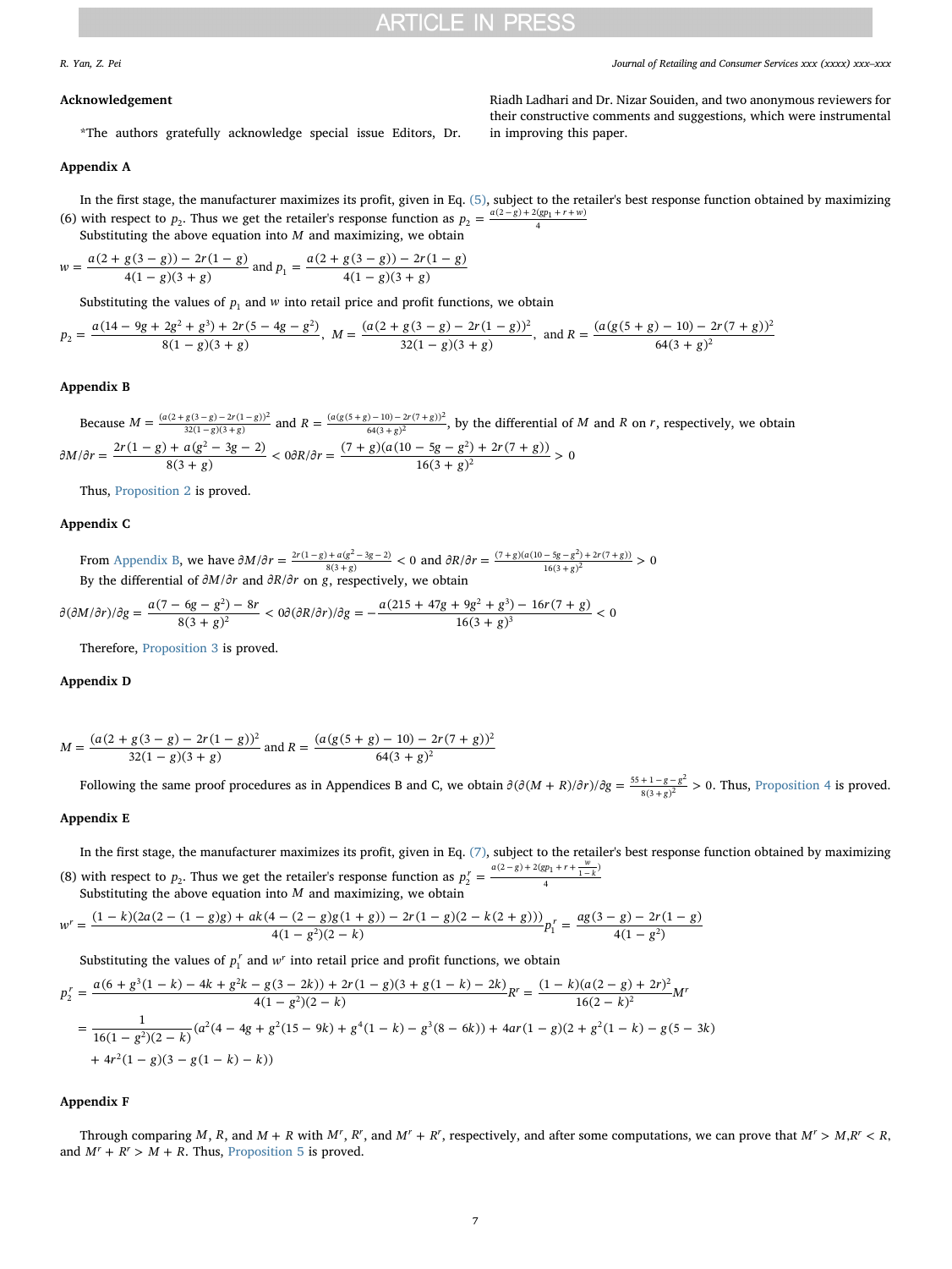## Acknowledgement

*The authors gratefully acknowledge special issue Editors, Dr. Riadh Ladhari and Dr. Nizar Souiden, and two anonymous reviewers for their constructive comments and suggestions, which were instrumental in improving this paper.

## Appendix A

In the first stage, the manufacturer maximizes its profit, given in Eq. (5), subject to the retailer's best response function obtained by maximizing (6) with respect to $p_2$. Thus we get the retailer's response function as $p_2 = \frac{a(2-g)+2(gp_1+r+w)}{4}$

Substituting the above equation into $M$ and maximizing, we obtain

$$w = \frac{a(2+g(3-g))-2r(1-g)}{4(1-g)(3+g)} \text{ and } p_1 = \frac{a(2+g(3-g))-2r(1-g)}{4(1-g)(3+g)}$$

Substituting the values of $p_1$ and $w$ into retail price and profit functions, we obtain

$$p_2 = \frac{a(14-9g+2g^2+g^3)+2r(5-4g-g^2)}{8(1-g)(3+g)},\ M = \frac{(a(2+g(3-g)-2r(1-g))^2}{32(1-g)(3+g)},\ \text{and } R = \frac{(a(g(5+g)-10)-2r(7+g))^2}{64(3+g)^2}$$

## Appendix B

Because $M = \frac{(a(2+g(3-g)-2r(1-g))^2}{32(1-g)(3+g)}$ and $R = \frac{(a(g(5+g)-10)-2r(7+g))^2}{64(3+g)^2}$, by the differential of $M$ and $R$ on $r$, respectively, we obtain

$$\partial M/\partial r = \frac{2r(1-g)+a(g^2-3g-2)}{8(3+g)} < 0 \quad \partial R/\partial r = \frac{(7+g)(a(10-5g-g^2)+2r(7+g))}{16(3+g)^2} > 0$$

Thus, Proposition 2 is proved.

## Appendix C

From Appendix B, we have $\partial M/\partial r = \frac{2r(1-g)+a(g^2-3g-2)}{8(3+g)} < 0$ and $\partial R/\partial r = \frac{(7+g)(a(10-5g-g^2)+2r(7+g))}{16(3+g)^2} > 0$

By the differential of $\partial M/\partial r$ and $\partial R/\partial r$ on $g$, respectively, we obtain

$$\partial(\partial M/\partial r)/\partial g = \frac{a(7-6g-g^2)-8r}{8(3+g)^2} < 0 \quad \partial(\partial R/\partial r)/\partial g = -\frac{a(215+47g+9g^2+g^3)-16r(7+g)}{16(3+g)^3} < 0$$

Therefore, Proposition 3 is proved.

## Appendix D

$$M = \frac{(a(2+g(3-g)-2r(1-g))^2}{32(1-g)(3+g)} \text{ and } R = \frac{(a(g(5+g)-10)-2r(7+g))^2}{64(3+g)^2}$$

Following the same proof procedures as in Appendices B and C, we obtain $\partial(\partial(M+R)/\partial r)/\partial g = \frac{55+1-g-g^2}{8(3+g)^2} > 0$. Thus, Proposition 4 is proved.

## Appendix E

In the first stage, the manufacturer maximizes its profit, given in Eq. (7), subject to the retailer's best response function obtained by maximizing (8) with respect to $p_2$. Thus we get the retailer's response function as $p_2^r = \frac{a(2-g)+2(gp_1+r+\frac{w}{1-k})}{4}$

Substituting the above equation into $M$ and maximizing, we obtain

$$w^r = \frac{(1-k)(2a(2-(1-g)g)+ak(4-(2-g)g(1+g))-2r(1-g)(2-k(2+g)))}{4(1-g^2)(2-k)} \quad p_1^r = \frac{ag(3-g)-2r(1-g)}{4(1-g^2)}$$

Substituting the values of $p_1^r$ and $w^r$ into retail price and profit functions, we obtain

$$p_2^r = \frac{a(6+g^3(1-k)-4k+g^2k-g(3-2k))+2r(1-g)(3+g(1-k)-2k)}{4(1-g^2)(2-k)} \quad R^r = \frac{(1-k)(a(2-g)+2r)^2}{16(2-k)^2} \quad M^r$$

$$= \frac{1}{16(1-g^2)(2-k)}(a^2(4-4g+g^2(15-9k)+g^4(1-k)-g^3(8-6k))+4ar(1-g)(2+g^2(1-k)-g(5-3k) + 4r^2(1-g)(3-g(1-k)-k))$$

## Appendix F

Through comparing $M$, $R$, and $M+R$ with $M^r$, $R^r$, and $M^r+R^r$, respectively, and after some computations, we can prove that $M^r > M$, $R^r < R$, and $M^r+R^r > M+R$. Thus, Proposition 5 is proved.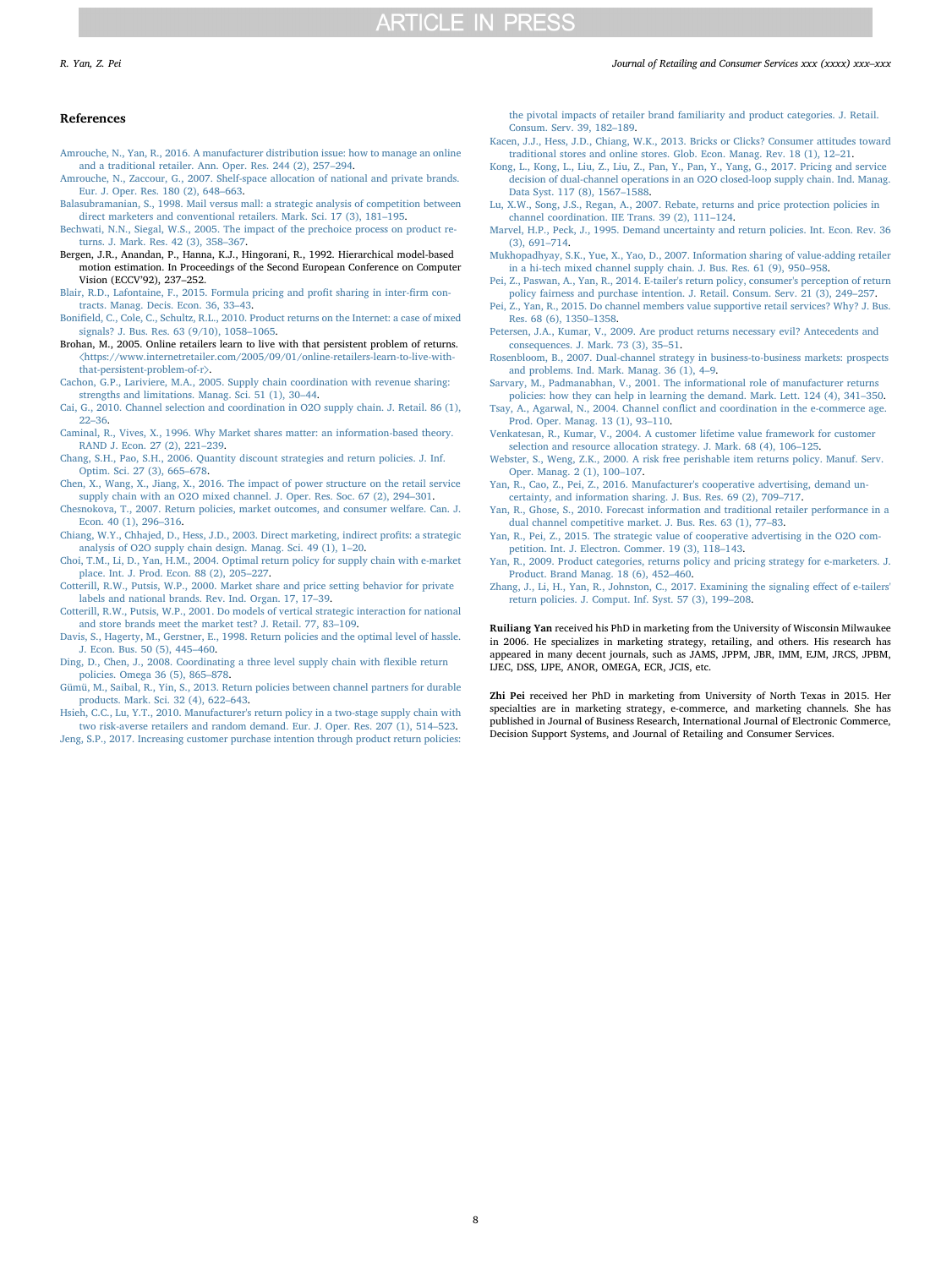## References

Amrouche, N., Yan, R., 2016. A manufacturer distribution issue: how to manage an online and a traditional retailer. Ann. Oper. Res. 244 (2), 257–294.

Amrouche, N., Zaccour, G., 2007. Shelf-space allocation of national and private brands. Eur. J. Oper. Res. 180 (2), 648–663.

Balasubramanian, S., 1998. Mail versus mall: a strategic analysis of competition between direct marketers and conventional retailers. Mark. Sci. 17 (3), 181–195.

Bechwati, N.N., Siegal, W.S., 2005. The impact of the prechoice process on product returns. J. Mark. Res. 42 (3), 358–367.

Bergen, J.R., Anandan, P., Hanna, K.J., Hingorani, R., 1992. Hierarchical model-based motion estimation. In Proceedings of the Second European Conference on Computer Vision (ECCV'92), 237–252.

Blair, R.D., Lafontaine, F., 2015. Formula pricing and profit sharing in inter-firm contracts. Manag. Decis. Econ. 36, 33–43.

Bonifield, C., Cole, C., Schultz, R.L., 2010. Product returns on the Internet: a case of mixed signals? J. Bus. Res. 63 (9/10), 1058–1065.

Brohan, M., 2005. Online retailers learn to live with that persistent problem of returns. 〈https://www.internetretailer.com/2005/09/01/online-retailers-learn-to-live-with-that-persistent-problem-of-r〉.

Cachon, G.P., Lariviere, M.A., 2005. Supply chain coordination with revenue sharing: strengths and limitations. Manag. Sci. 51 (1), 30–44.

Cai, G., 2010. Channel selection and coordination in O2O supply chain. J. Retail. 86 (1), 22–36.

Caminal, R., Vives, X., 1996. Why Market shares matter: an information-based theory. RAND J. Econ. 27 (2), 221–239.

Chang, S.H., Pao, S.H., 2006. Quantity discount strategies and return policies. J. Inf. Optim. Sci. 27 (3), 665–678.

Chen, X., Wang, X., Jiang, X., 2016. The impact of power structure on the retail service supply chain with an O2O mixed channel. J. Oper. Res. Soc. 67 (2), 294–301.

Chesnokova, T., 2007. Return policies, market outcomes, and consumer welfare. Can. J. Econ. 40 (1), 296–316.

Chiang, W.Y., Chhajed, D., Hess, J.D., 2003. Direct marketing, indirect profits: a strategic analysis of O2O supply chain design. Manag. Sci. 49 (1), 1–20.

Choi, T.M., Li, D., Yan, H.M., 2004. Optimal return policy for supply chain with e-market place. Int. J. Prod. Econ. 88 (2), 205–227.

Cotterill, R.W., Putsis, W.P., 2000. Market share and price setting behavior for private labels and national brands. Rev. Ind. Organ. 17, 17–39.

Cotterill, R.W., Putsis, W.P., 2001. Do models of vertical strategic interaction for national and store brands meet the market test? J. Retail. 77, 83–109.

Davis, S., Hagerty, M., Gerstner, E., 1998. Return policies and the optimal level of hassle. J. Econ. Bus. 50 (5), 445–460.

Ding, D., Chen, J., 2008. Coordinating a three level supply chain with flexible return policies. Omega 36 (5), 865–878.

Gümü, M., Saibal, R., Yin, S., 2013. Return policies between channel partners for durable products. Mark. Sci. 32 (4), 622–643.

Hsieh, C.C., Lu, Y.T., 2010. Manufacturer's return policy in a two-stage supply chain with two risk-averse retailers and random demand. Eur. J. Oper. Res. 207 (1), 514–523.

Jeng, S.P., 2017. Increasing customer purchase intention through product return policies: the pivotal impacts of retailer brand familiarity and product categories. J. Retail. Consum. Serv. 39, 182–189.

Kacen, J.J., Hess, J.D., Chiang, W.K., 2013. Bricks or Clicks? Consumer attitudes toward traditional stores and online stores. Glob. Econ. Manag. Rev. 18 (1), 12–21.

Kong, L., Kong, L., Liu, Z., Liu, Z., Pan, Y., Pan, Y., Yang, G., 2017. Pricing and service decision of dual-channel operations in an O2O closed-loop supply chain. Ind. Manag. Data Syst. 117 (8), 1567–1588.

Lu, X.W., Song, J.S., Regan, A., 2007. Rebate, returns and price protection policies in channel coordination. IIE Trans. 39 (2), 111–124.

Marvel, H.P., Peck, J., 1995. Demand uncertainty and return policies. Int. Econ. Rev. 36 (3), 691–714.

Mukhopadhyay, S.K., Yue, X., Yao, D., 2007. Information sharing of value-adding retailer in a hi-tech mixed channel supply chain. J. Bus. Res. 61 (9), 950–958.

Pei, Z., Paswan, A., Yan, R., 2014. E-tailer's return policy, consumer's perception of return policy fairness and purchase intention. J. Retail. Consum. Serv. 21 (3), 249–257.

Pei, Z., Yan, R., 2015. Do channel members value supportive retail services? Why? J. Bus. Res. 68 (6), 1350–1358.

Petersen, J.A., Kumar, V., 2009. Are product returns necessary evil? Antecedents and consequences. J. Mark. 73 (3), 35–51.

Rosenbloom, B., 2007. Dual-channel strategy in business-to-business markets: prospects and problems. Ind. Mark. Manag. 36 (1), 4–9.

Sarvary, M., Padmanabhan, V., 2001. The informational role of manufacturer returns policies: how they can help in learning the demand. Mark. Lett. 124 (4), 341–350.

Tsay, A., Agarwal, N., 2004. Channel conflict and coordination in the e-commerce age. Prod. Oper. Manag. 13 (1), 93–110.

Venkatesan, R., Kumar, V., 2004. A customer lifetime value framework for customer selection and resource allocation strategy. J. Mark. 68 (4), 106–125.

Webster, S., Weng, Z.K., 2000. A risk free perishable item returns policy. Manuf. Serv. Oper. Manag. 2 (1), 100–107.

Yan, R., Cao, Z., Pei, Z., 2016. Manufacturer's cooperative advertising, demand uncertainty, and information sharing. J. Bus. Res. 69 (2), 709–717.

Yan, R., Ghose, S., 2010. Forecast information and traditional retailer performance in a dual channel competitive market. J. Bus. Res. 63 (1), 77–83.

Yan, R., Pei, Z., 2015. The strategic value of cooperative advertising in the O2O competition. Int. J. Electron. Commer. 19 (3), 118–143.

Yan, R., 2009. Product categories, returns policy and pricing strategy for e-marketers. J. Product. Brand Manag. 18 (6), 452–460.

Zhang, J., Li, H., Yan, R., Johnston, C., 2017. Examining the signaling effect of e-tailers' return policies. J. Comput. Inf. Syst. 57 (3), 199–208.

**Ruiliang Yan** received his PhD in marketing from the University of Wisconsin Milwaukee in 2006. He specializes in marketing strategy, retailing, and others. His research has appeared in many decent journals, such as JAMS, JPPM, JBR, IMM, EJM, JRCS, JPBM, IJEC, DSS, IJPE, ANOR, OMEGA, ECR, JCIS, etc.

**Zhi Pei** received her PhD in marketing from University of North Texas in 2015. Her specialties are in marketing strategy, e-commerce, and marketing channels. She has published in Journal of Business Research, International Journal of Electronic Commerce, Decision Support Systems, and Journal of Retailing and Consumer Services.